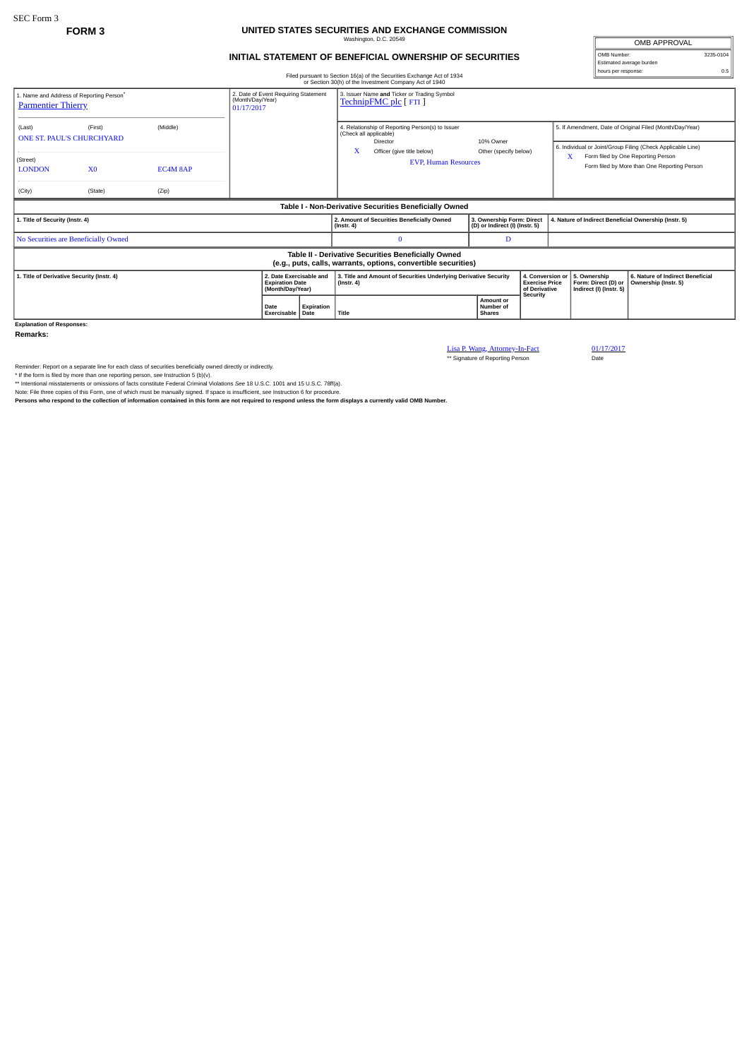SEC Form 3

**FORM 3**

# UNITED STATES SECURITIES AND EXCHANGE COMMISSION

Washington, D.C. 20549

## INITIAL STATEMENT OF BENEFICIAL OWNERSHIP OF SECURITIES

Filed pursuant to Section 16(a) of the Securities Exchange Act of 1934
or Section 30(h) of the Investment Company Act of 1940

| OMB APPROVAL | |
|---|---|
| OMB Number: | 3235-0104 |
| Estimated average burden | |
| hours per response: | 0.5 |

1. Name and Address of Reporting Person*
Parmentier Thierry

| (Last) | (First) | (Middle) |
|---|---|---|
| ONE ST. PAUL'S CHURCHYARD | | |

| (Street) | | |
|---|---|---|
| LONDON | X0 | EC4M 8AP |
| (City) | (State) | (Zip) |

2. Date of Event Requiring Statement (Month/Day/Year)
01/17/2017

3. Issuer Name **and** Ticker or Trading Symbol
TechnipFMC plc [ FTI ]

4. Relationship of Reporting Person(s) to Issuer (Check all applicable)

| | Director | | 10% Owner |
|---|---|---|---|
| X | Officer (give title below) | | Other (specify below) |

EVP, Human Resources

5. If Amendment, Date of Original Filed (Month/Day/Year)

6. Individual or Joint/Group Filing (Check Applicable Line)

| | |
|---|---|
| X | Form filed by One Reporting Person |
| | Form filed by More than One Reporting Person |

**Table I - Non-Derivative Securities Beneficially Owned**

| 1. Title of Security (Instr. 4) | 2. Amount of Securities Beneficially Owned (Instr. 4) | 3. Ownership Form: Direct (D) or Indirect (I) (Instr. 5) | 4. Nature of Indirect Beneficial Ownership (Instr. 5) |
|---|---|---|---|
| No Securities are Beneficially Owned | 0 | D | |

**Table II - Derivative Securities Beneficially Owned (e.g., puts, calls, warrants, options, convertible securities)**

| 1. Title of Derivative Security (Instr. 4) | 2. Date Exercisable and Expiration Date (Month/Day/Year) | | 3. Title and Amount of Securities Underlying Derivative Security (Instr. 4) | | 4. Conversion or Exercise Price of Derivative Security | 5. Ownership Form: Direct (D) or Indirect (I) (Instr. 5) | 6. Nature of Indirect Beneficial Ownership (Instr. 5) |
|---|---|---|---|---|---|---|---|
| | Date Exercisable | Expiration Date | Title | Amount or Number of Shares | | | |

**Explanation of Responses:**

**Remarks:**

| | |
|---|---|
| Lisa P. Wang, Attorney-In-Fact | 01/17/2017 |
| ** Signature of Reporting Person | Date |

Reminder: Report on a separate line for each class of securities beneficially owned directly or indirectly.

\* If the form is filed by more than one reporting person, see Instruction 5 (b)(v).

** Intentional misstatements or omissions of facts constitute Federal Criminal Violations *See* 18 U.S.C. 1001 and 15 U.S.C. 78ff(a).

Note: File three copies of this Form, one of which must be manually signed. If space is insufficient, *see* Instruction 6 for procedure.

**Persons who respond to the collection of information contained in this form are not required to respond unless the form displays a currently valid OMB Number.**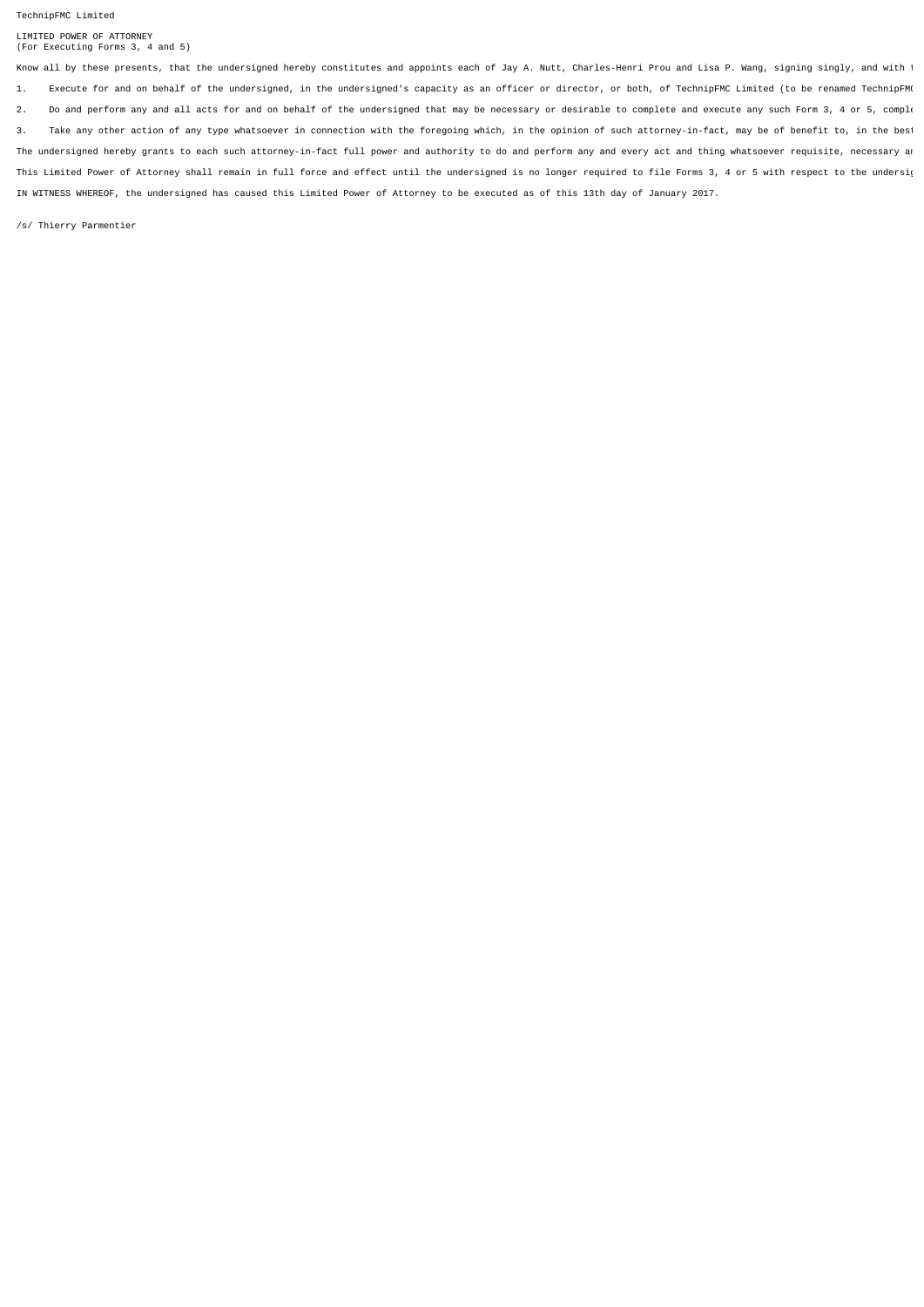TechnipFMC Limited

LIMITED POWER OF ATTORNEY
(For Executing Forms 3, 4 and 5)

Know all by these presents, that the undersigned hereby constitutes and appoints each of Jay A. Nutt, Charles-Henri Prou and Lisa P. Wang, signing singly, and with t

1. Execute for and on behalf of the undersigned, in the undersigned's capacity as an officer or director, or both, of TechnipFMC Limited (to be renamed TechnipFMC

2. Do and perform any and all acts for and on behalf of the undersigned that may be necessary or desirable to complete and execute any such Form 3, 4 or 5, comple

3. Take any other action of any type whatsoever in connection with the foregoing which, in the opinion of such attorney-in-fact, may be of benefit to, in the best

The undersigned hereby grants to each such attorney-in-fact full power and authority to do and perform any and every act and thing whatsoever requisite, necessary an

This Limited Power of Attorney shall remain in full force and effect until the undersigned is no longer required to file Forms 3, 4 or 5 with respect to the undersig

IN WITNESS WHEREOF, the undersigned has caused this Limited Power of Attorney to be executed as of this 13th day of January 2017.

/s/ Thierry Parmentier